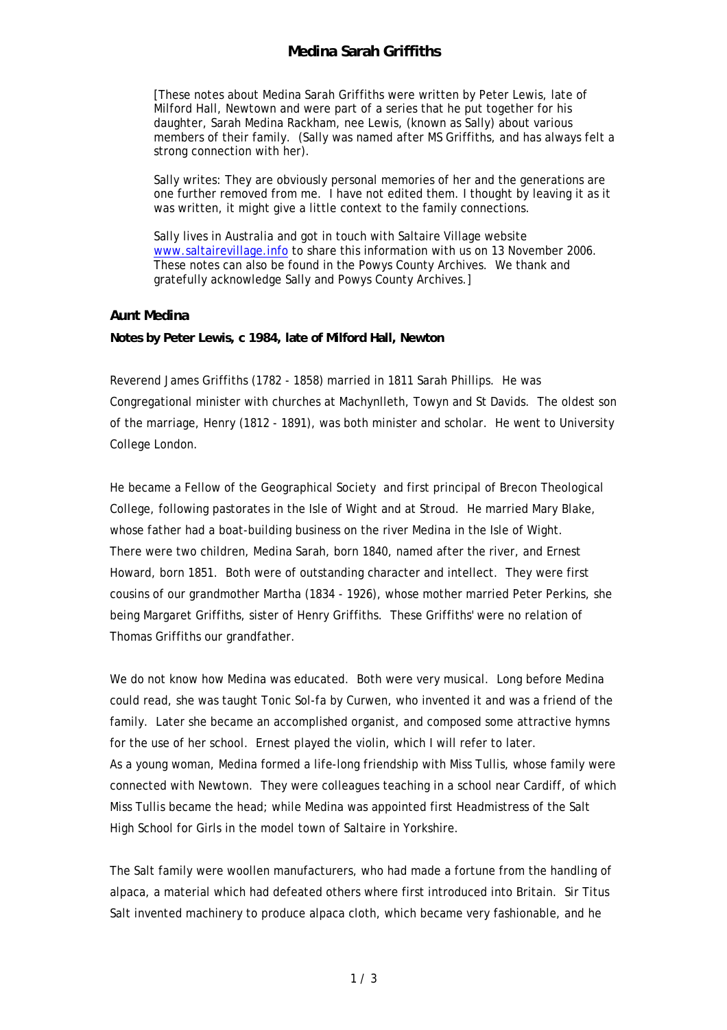# Medina Sarah Griffiths

[These notes about Medina Sarah Griffiths were written by Peter Lewis, late of Milford Hall, Newtown and were part of a series that he put together for his daughter, Sarah Medina Rackham, nee Lewis, (known as Sally) about various members of their family. (Sally was named after MS Griffiths, and has always felt a strong connection with her).

Sally writes: They are obviously personal memories of her and the generations are one further removed from me. I have not edited them. I thought by leaving it as it was written, it might give a little context to the family connections.

Sally lives in Australia and got in touch with Saltaire Village website [www.saltairevillage.info](http://www.saltairevillage.info) to share this information with us on 13 November 2006. These notes can also be found in the Powys County Archives. We thank and gratefully acknowledge Sally and Powys County Archives.]

### Aunt Medina

**Notes by Peter Lewis, c 1984, late of Milford Hall, Newton**

Reverend James Griffiths (1782 - 1858) married in 1811 Sarah Phillips. He was Congregational minister with churches at Machynlleth, Towyn and St Davids. The oldest son of the marriage, Henry (1812 - 1891), was both minister and scholar. He went to University College London.

He became a Fellow of the Geographical Society and first principal of Brecon Theological College, following pastorates in the Isle of Wight and at Stroud. He married Mary Blake, whose father had a boat-building business on the river Medina in the Isle of Wight. There were two children, Medina Sarah, born 1840, named after the river, and Ernest Howard, born 1851. Both were of outstanding character and intellect. They were first cousins of our grandmother Martha (1834 - 1926), whose mother married Peter Perkins, she being Margaret Griffiths, sister of Henry Griffiths. These Griffiths' were no relation of Thomas Griffiths our grandfather.

We do not know how Medina was educated. Both were very musical. Long before Medina could read, she was taught Tonic Sol-fa by Curwen, who invented it and was a friend of the family. Later she became an accomplished organist, and composed some attractive hymns for the use of her school. Ernest played the violin, which I will refer to later.
As a young woman, Medina formed a life-long friendship with Miss Tullis, whose family were connected with Newtown. They were colleagues teaching in a school near Cardiff, of which Miss Tullis became the head; while Medina was appointed first Headmistress of the Salt High School for Girls in the model town of Saltaire in Yorkshire.

The Salt family were woollen manufacturers, who had made a fortune from the handling of alpaca, a material which had defeated others where first introduced into Britain. Sir Titus Salt invented machinery to produce alpaca cloth, which became very fashionable, and he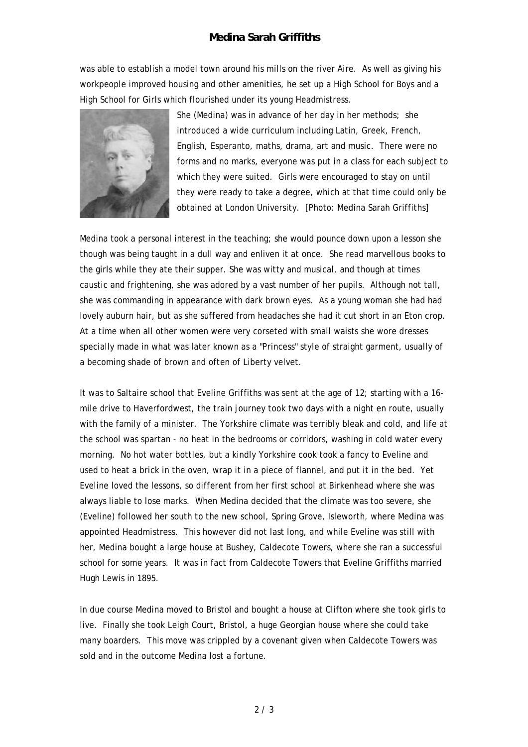was able to establish a model town around his mills on the river Aire. As well as giving his workpeople improved housing and other amenities, he set up a High School for Boys and a High School for Girls which flourished under its young Headmistress.

She (Medina) was in advance of her day in her methods; she introduced a wide curriculum including Latin, Greek, French, English, Esperanto, maths, drama, art and music. There were no forms and no marks, everyone was put in a class for each subject to which they were suited. Girls were encouraged to stay on until they were ready to take a degree, which at that time could only be obtained at London University. [Photo: Medina Sarah Griffiths]

Medina took a personal interest in the teaching; she would pounce down upon a lesson she though was being taught in a dull way and enliven it at once. She read marvellous books to the girls while they ate their supper. She was witty and musical, and though at times caustic and frightening, she was adored by a vast number of her pupils. Although not tall, she was commanding in appearance with dark brown eyes. As a young woman she had had lovely auburn hair, but as she suffered from headaches she had it cut short in an Eton crop. At a time when all other women were very corseted with small waists she wore dresses specially made in what was later known as a "Princess" style of straight garment, usually of a becoming shade of brown and often of Liberty velvet.

It was to Saltaire school that Eveline Griffiths was sent at the age of 12; starting with a 16-mile drive to Haverfordwest, the train journey took two days with a night en route, usually with the family of a minister. The Yorkshire climate was terribly bleak and cold, and life at the school was spartan - no heat in the bedrooms or corridors, washing in cold water every morning. No hot water bottles, but a kindly Yorkshire cook took a fancy to Eveline and used to heat a brick in the oven, wrap it in a piece of flannel, and put it in the bed. Yet Eveline loved the lessons, so different from her first school at Birkenhead where she was always liable to lose marks. When Medina decided that the climate was too severe, she (Eveline) followed her south to the new school, Spring Grove, Isleworth, where Medina was appointed Headmistress. This however did not last long, and while Eveline was still with her, Medina bought a large house at Bushey, Caldecote Towers, where she ran a successful school for some years. It was in fact from Caldecote Towers that Eveline Griffiths married Hugh Lewis in 1895.

In due course Medina moved to Bristol and bought a house at Clifton where she took girls to live. Finally she took Leigh Court, Bristol, a huge Georgian house where she could take many boarders. This move was crippled by a covenant given when Caldecote Towers was sold and in the outcome Medina lost a fortune.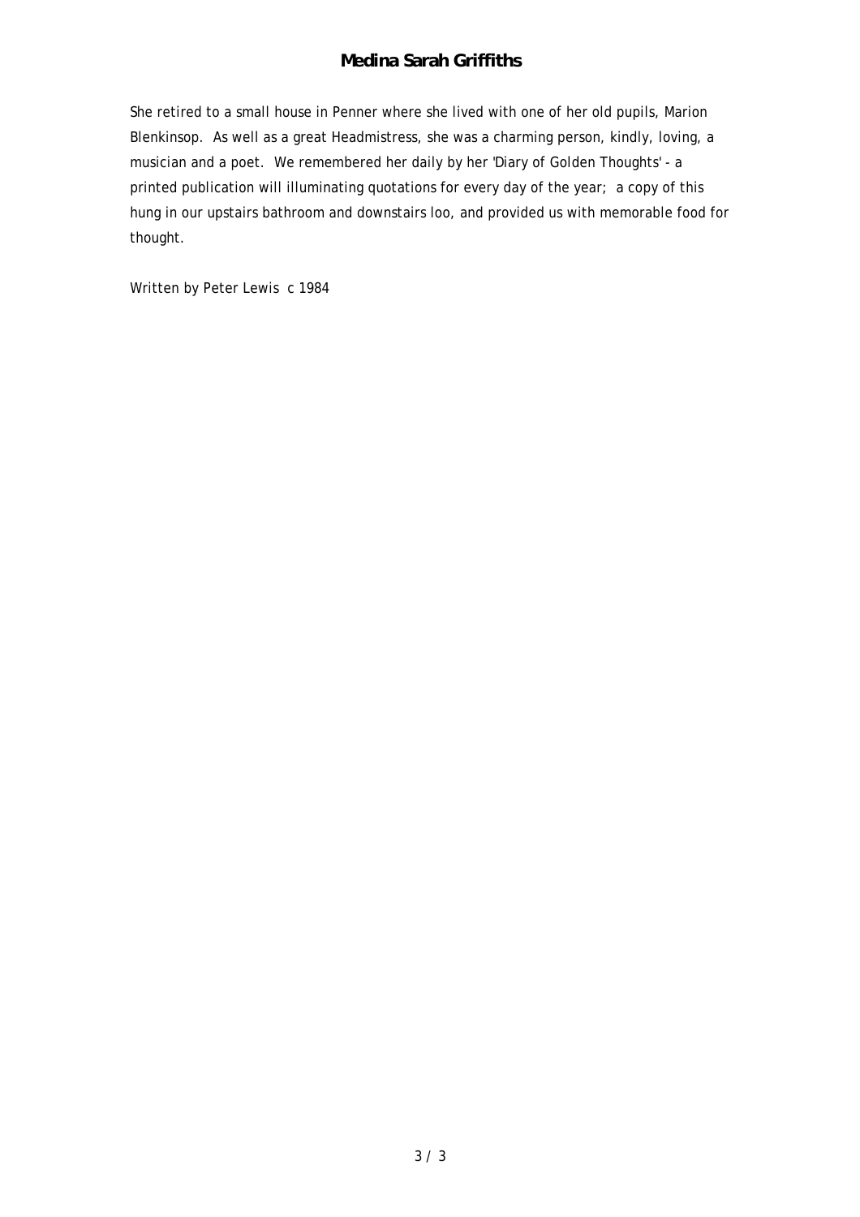She retired to a small house in Penner where she lived with one of her old pupils, Marion Blenkinsop. As well as a great Headmistress, she was a charming person, kindly, loving, a musician and a poet. We remembered her daily by her 'Diary of Golden Thoughts' - a printed publication will illuminating quotations for every day of the year; a copy of this hung in our upstairs bathroom and downstairs loo, and provided us with memorable food for thought.

Written by Peter Lewis c 1984